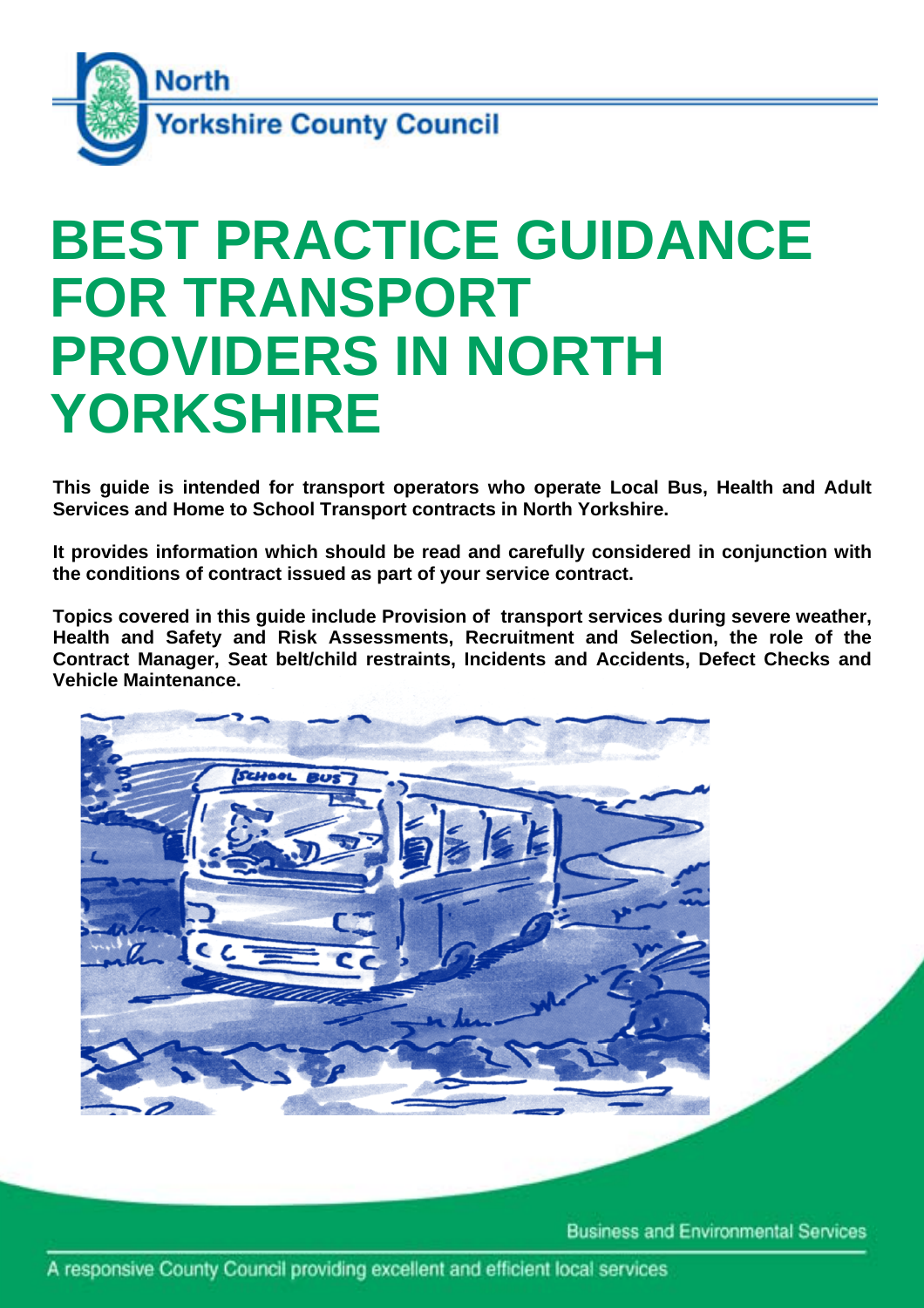North Yorkshire County Council

# BEST PRACTICE GUIDANCE FOR TRANSPORT PROVIDERS IN NORTH YORKSHIRE

**This guide is intended for transport operators who operate Local Bus, Health and Adult Services and Home to School Transport contracts in North Yorkshire.**

**It provides information which should be read and carefully considered in conjunction with the conditions of contract issued as part of your service contract.**

**Topics covered in this guide include Provision of transport services during severe weather, Health and Safety and Risk Assessments, Recruitment and Selection, the role of the Contract Manager, Seat belt/child restraints, Incidents and Accidents, Defect Checks and Vehicle Maintenance.**

Business and Environmental Services

A responsive County Council providing excellent and efficient local services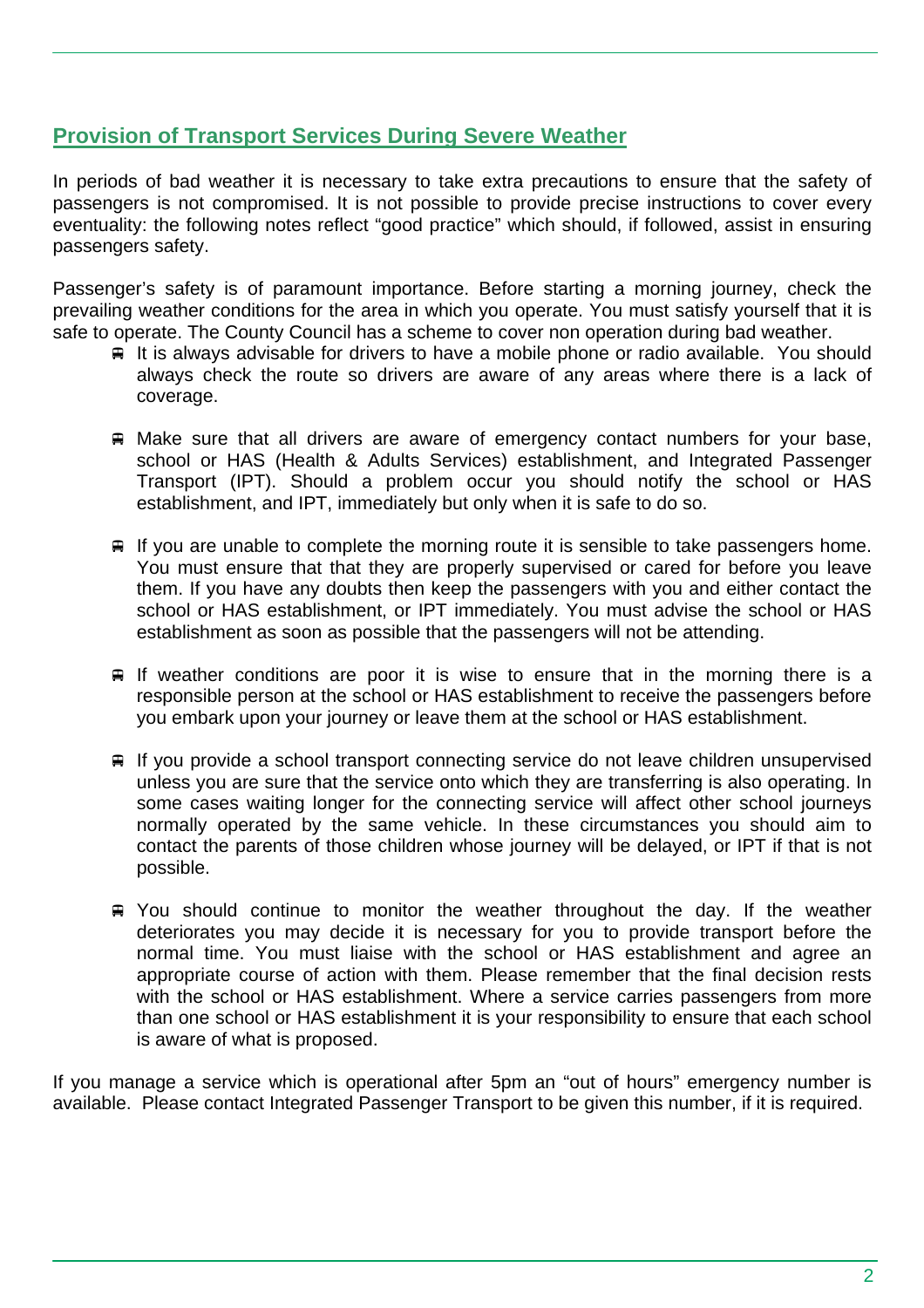## Provision of Transport Services During Severe Weather

In periods of bad weather it is necessary to take extra precautions to ensure that the safety of passengers is not compromised. It is not possible to provide precise instructions to cover every eventuality: the following notes reflect “good practice” which should, if followed, assist in ensuring passengers safety.

Passenger’s safety is of paramount importance. Before starting a morning journey, check the prevailing weather conditions for the area in which you operate. You must satisfy yourself that it is safe to operate. The County Council has a scheme to cover non operation during bad weather.

- It is always advisable for drivers to have a mobile phone or radio available. You should always check the route so drivers are aware of any areas where there is a lack of coverage.
- Make sure that all drivers are aware of emergency contact numbers for your base, school or HAS (Health & Adults Services) establishment, and Integrated Passenger Transport (IPT). Should a problem occur you should notify the school or HAS establishment, and IPT, immediately but only when it is safe to do so.
- If you are unable to complete the morning route it is sensible to take passengers home. You must ensure that that they are properly supervised or cared for before you leave them. If you have any doubts then keep the passengers with you and either contact the school or HAS establishment, or IPT immediately. You must advise the school or HAS establishment as soon as possible that the passengers will not be attending.
- If weather conditions are poor it is wise to ensure that in the morning there is a responsible person at the school or HAS establishment to receive the passengers before you embark upon your journey or leave them at the school or HAS establishment.
- If you provide a school transport connecting service do not leave children unsupervised unless you are sure that the service onto which they are transferring is also operating. In some cases waiting longer for the connecting service will affect other school journeys normally operated by the same vehicle. In these circumstances you should aim to contact the parents of those children whose journey will be delayed, or IPT if that is not possible.
- You should continue to monitor the weather throughout the day. If the weather deteriorates you may decide it is necessary for you to provide transport before the normal time. You must liaise with the school or HAS establishment and agree an appropriate course of action with them. Please remember that the final decision rests with the school or HAS establishment. Where a service carries passengers from more than one school or HAS establishment it is your responsibility to ensure that each school is aware of what is proposed.

If you manage a service which is operational after 5pm an “out of hours” emergency number is available. Please contact Integrated Passenger Transport to be given this number, if it is required.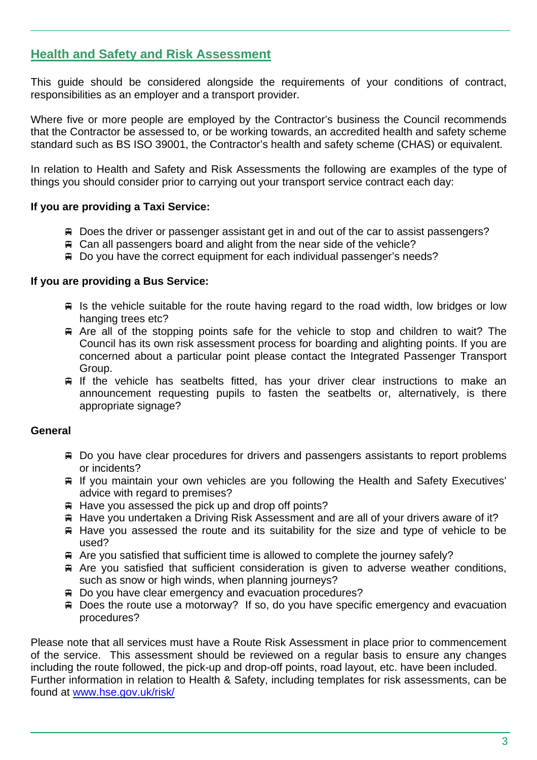## Health and Safety and Risk Assessment

This guide should be considered alongside the requirements of your conditions of contract, responsibilities as an employer and a transport provider.

Where five or more people are employed by the Contractor's business the Council recommends that the Contractor be assessed to, or be working towards, an accredited health and safety scheme standard such as BS ISO 39001, the Contractor's health and safety scheme (CHAS) or equivalent.

In relation to Health and Safety and Risk Assessments the following are examples of the type of things you should consider prior to carrying out your transport service contract each day:

**If you are providing a Taxi Service:**

- Does the driver or passenger assistant get in and out of the car to assist passengers?
- Can all passengers board and alight from the near side of the vehicle?
- Do you have the correct equipment for each individual passenger's needs?

**If you are providing a Bus Service:**

- Is the vehicle suitable for the route having regard to the road width, low bridges or low hanging trees etc?
- Are all of the stopping points safe for the vehicle to stop and children to wait? The Council has its own risk assessment process for boarding and alighting points. If you are concerned about a particular point please contact the Integrated Passenger Transport Group.
- If the vehicle has seatbelts fitted, has your driver clear instructions to make an announcement requesting pupils to fasten the seatbelts or, alternatively, is there appropriate signage?

**General**

- Do you have clear procedures for drivers and passengers assistants to report problems or incidents?
- If you maintain your own vehicles are you following the Health and Safety Executives' advice with regard to premises?
- Have you assessed the pick up and drop off points?
- Have you undertaken a Driving Risk Assessment and are all of your drivers aware of it?
- Have you assessed the route and its suitability for the size and type of vehicle to be used?
- Are you satisfied that sufficient time is allowed to complete the journey safely?
- Are you satisfied that sufficient consideration is given to adverse weather conditions, such as snow or high winds, when planning journeys?
- Do you have clear emergency and evacuation procedures?
- Does the route use a motorway? If so, do you have specific emergency and evacuation procedures?

Please note that all services must have a Route Risk Assessment in place prior to commencement of the service. This assessment should be reviewed on a regular basis to ensure any changes including the route followed, the pick-up and drop-off points, road layout, etc. have been included. Further information in relation to Health & Safety, including templates for risk assessments, can be found at [www.hse.gov.uk/risk/](http://www.hse.gov.uk/risk/)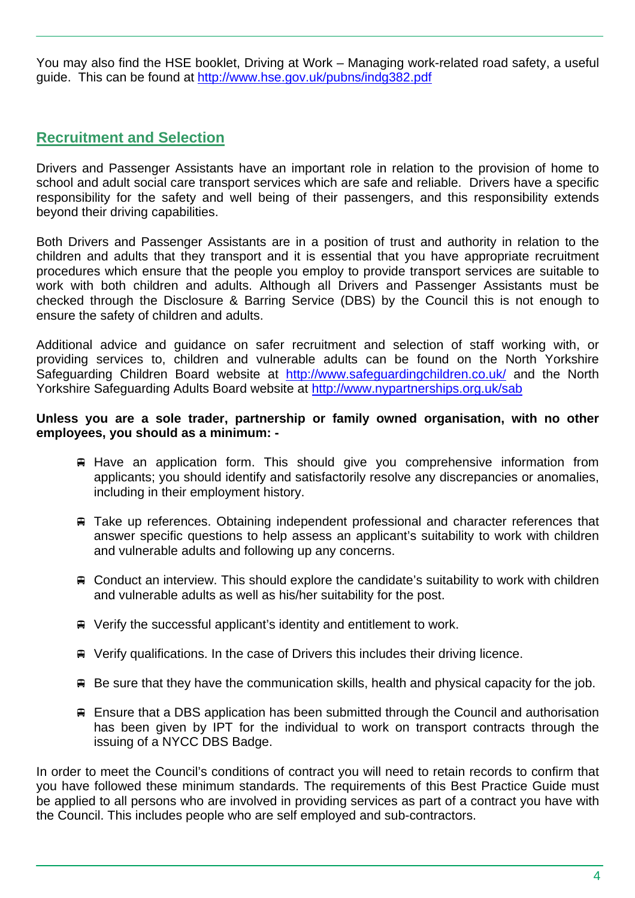You may also find the HSE booklet, Driving at Work – Managing work-related road safety, a useful guide. This can be found at http://www.hse.gov.uk/pubns/indg382.pdf

## Recruitment and Selection

Drivers and Passenger Assistants have an important role in relation to the provision of home to school and adult social care transport services which are safe and reliable. Drivers have a specific responsibility for the safety and well being of their passengers, and this responsibility extends beyond their driving capabilities.

Both Drivers and Passenger Assistants are in a position of trust and authority in relation to the children and adults that they transport and it is essential that you have appropriate recruitment procedures which ensure that the people you employ to provide transport services are suitable to work with both children and adults. Although all Drivers and Passenger Assistants must be checked through the Disclosure & Barring Service (DBS) by the Council this is not enough to ensure the safety of children and adults.

Additional advice and guidance on safer recruitment and selection of staff working with, or providing services to, children and vulnerable adults can be found on the North Yorkshire Safeguarding Children Board website at http://www.safeguardingchildren.co.uk/ and the North Yorkshire Safeguarding Adults Board website at http://www.nypartnerships.org.uk/sab

**Unless you are a sole trader, partnership or family owned organisation, with no other employees, you should as a minimum: -**

- Have an application form. This should give you comprehensive information from applicants; you should identify and satisfactorily resolve any discrepancies or anomalies, including in their employment history.
- Take up references. Obtaining independent professional and character references that answer specific questions to help assess an applicant's suitability to work with children and vulnerable adults and following up any concerns.
- Conduct an interview. This should explore the candidate's suitability to work with children and vulnerable adults as well as his/her suitability for the post.
- Verify the successful applicant's identity and entitlement to work.
- Verify qualifications. In the case of Drivers this includes their driving licence.
- Be sure that they have the communication skills, health and physical capacity for the job.
- Ensure that a DBS application has been submitted through the Council and authorisation has been given by IPT for the individual to work on transport contracts through the issuing of a NYCC DBS Badge.

In order to meet the Council's conditions of contract you will need to retain records to confirm that you have followed these minimum standards. The requirements of this Best Practice Guide must be applied to all persons who are involved in providing services as part of a contract you have with the Council. This includes people who are self employed and sub-contractors.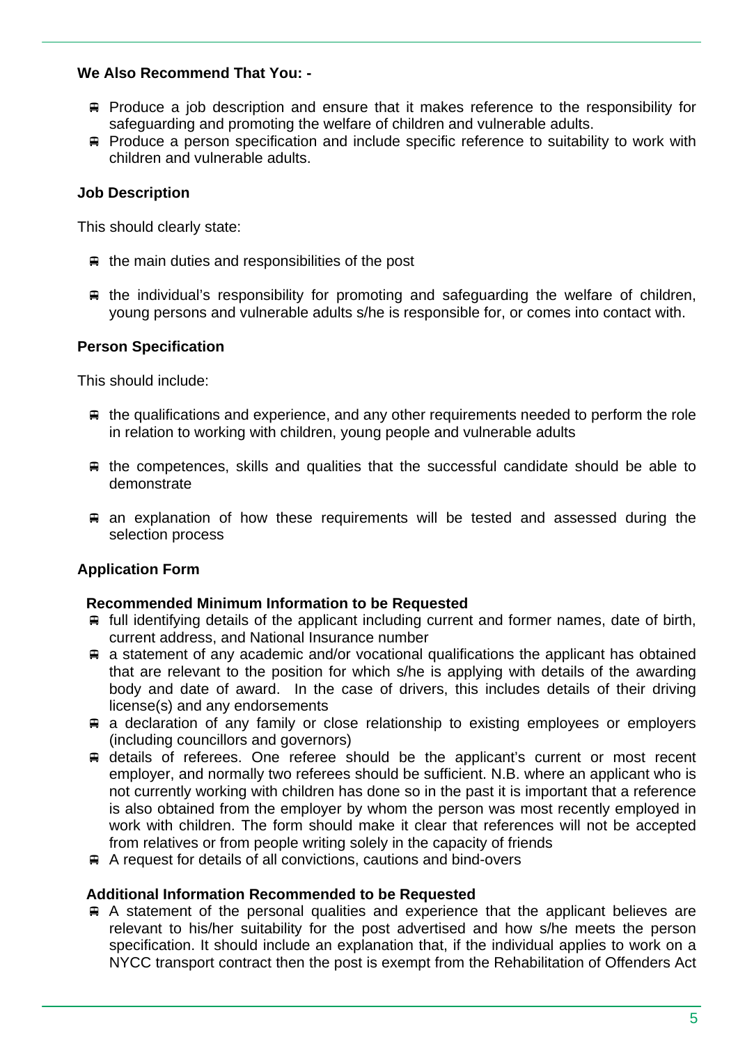**We Also Recommend That You: -**

- Produce a job description and ensure that it makes reference to the responsibility for safeguarding and promoting the welfare of children and vulnerable adults.
- Produce a person specification and include specific reference to suitability to work with children and vulnerable adults.

**Job Description**

This should clearly state:

- the main duties and responsibilities of the post
- the individual's responsibility for promoting and safeguarding the welfare of children, young persons and vulnerable adults s/he is responsible for, or comes into contact with.

**Person Specification**

This should include:

- the qualifications and experience, and any other requirements needed to perform the role in relation to working with children, young people and vulnerable adults
- the competences, skills and qualities that the successful candidate should be able to demonstrate
- an explanation of how these requirements will be tested and assessed during the selection process

**Application Form**

**Recommended Minimum Information to be Requested**

- full identifying details of the applicant including current and former names, date of birth, current address, and National Insurance number
- a statement of any academic and/or vocational qualifications the applicant has obtained that are relevant to the position for which s/he is applying with details of the awarding body and date of award. In the case of drivers, this includes details of their driving license(s) and any endorsements
- a declaration of any family or close relationship to existing employees or employers (including councillors and governors)
- details of referees. One referee should be the applicant's current or most recent employer, and normally two referees should be sufficient. N.B. where an applicant who is not currently working with children has done so in the past it is important that a reference is also obtained from the employer by whom the person was most recently employed in work with children. The form should make it clear that references will not be accepted from relatives or from people writing solely in the capacity of friends
- A request for details of all convictions, cautions and bind-overs

**Additional Information Recommended to be Requested**

- A statement of the personal qualities and experience that the applicant believes are relevant to his/her suitability for the post advertised and how s/he meets the person specification. It should include an explanation that, if the individual applies to work on a NYCC transport contract then the post is exempt from the Rehabilitation of Offenders Act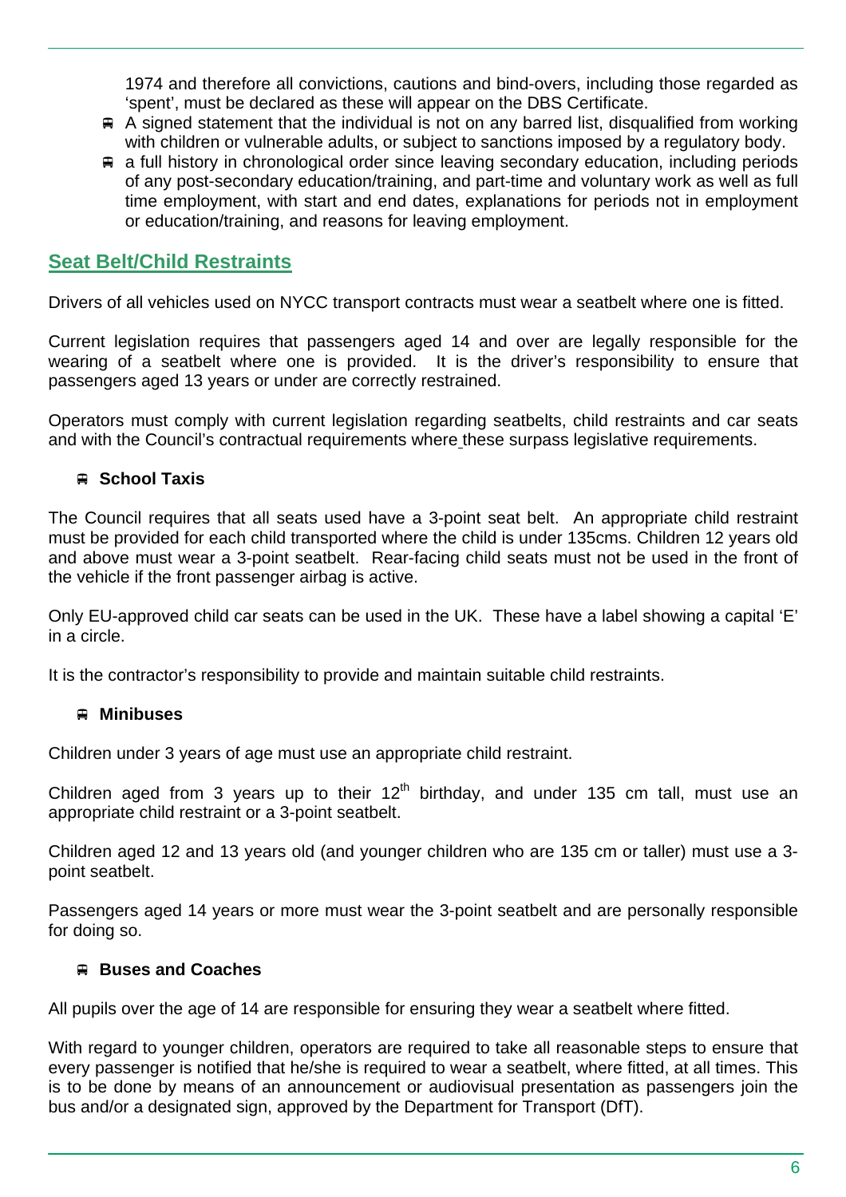1974 and therefore all convictions, cautions and bind-overs, including those regarded as 'spent', must be declared as these will appear on the DBS Certificate.

- A signed statement that the individual is not on any barred list, disqualified from working with children or vulnerable adults, or subject to sanctions imposed by a regulatory body.
- a full history in chronological order since leaving secondary education, including periods of any post-secondary education/training, and part-time and voluntary work as well as full time employment, with start and end dates, explanations for periods not in employment or education/training, and reasons for leaving employment.

## Seat Belt/Child Restraints

Drivers of all vehicles used on NYCC transport contracts must wear a seatbelt where one is fitted.

Current legislation requires that passengers aged 14 and over are legally responsible for the wearing of a seatbelt where one is provided. It is the driver's responsibility to ensure that passengers aged 13 years or under are correctly restrained.

Operators must comply with current legislation regarding seatbelts, child restraints and car seats and with the Council's contractual requirements where these surpass legislative requirements.

- **School Taxis**

The Council requires that all seats used have a 3-point seat belt. An appropriate child restraint must be provided for each child transported where the child is under 135cms. Children 12 years old and above must wear a 3-point seatbelt. Rear-facing child seats must not be used in the front of the vehicle if the front passenger airbag is active.

Only EU-approved child car seats can be used in the UK. These have a label showing a capital 'E' in a circle.

It is the contractor's responsibility to provide and maintain suitable child restraints.

- **Minibuses**

Children under 3 years of age must use an appropriate child restraint.

Children aged from 3 years up to their 12th birthday, and under 135 cm tall, must use an appropriate child restraint or a 3-point seatbelt.

Children aged 12 and 13 years old (and younger children who are 135 cm or taller) must use a 3-point seatbelt.

Passengers aged 14 years or more must wear the 3-point seatbelt and are personally responsible for doing so.

- **Buses and Coaches**

All pupils over the age of 14 are responsible for ensuring they wear a seatbelt where fitted.

With regard to younger children, operators are required to take all reasonable steps to ensure that every passenger is notified that he/she is required to wear a seatbelt, where fitted, at all times. This is to be done by means of an announcement or audiovisual presentation as passengers join the bus and/or a designated sign, approved by the Department for Transport (DfT).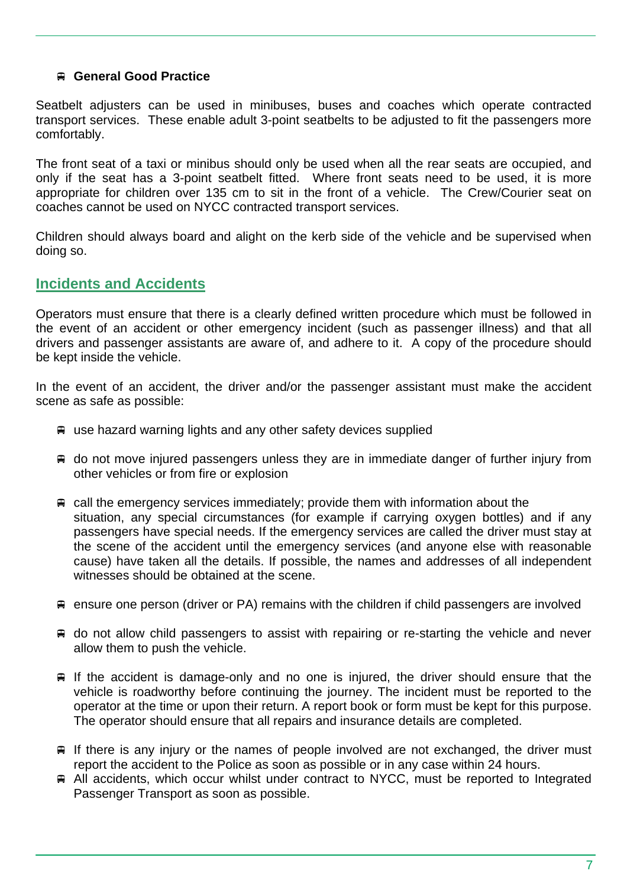### General Good Practice

Seatbelt adjusters can be used in minibuses, buses and coaches which operate contracted transport services. These enable adult 3-point seatbelts to be adjusted to fit the passengers more comfortably.

The front seat of a taxi or minibus should only be used when all the rear seats are occupied, and only if the seat has a 3-point seatbelt fitted. Where front seats need to be used, it is more appropriate for children over 135 cm to sit in the front of a vehicle. The Crew/Courier seat on coaches cannot be used on NYCC contracted transport services.

Children should always board and alight on the kerb side of the vehicle and be supervised when doing so.

## Incidents and Accidents

Operators must ensure that there is a clearly defined written procedure which must be followed in the event of an accident or other emergency incident (such as passenger illness) and that all drivers and passenger assistants are aware of, and adhere to it. A copy of the procedure should be kept inside the vehicle.

In the event of an accident, the driver and/or the passenger assistant must make the accident scene as safe as possible:

- use hazard warning lights and any other safety devices supplied
- do not move injured passengers unless they are in immediate danger of further injury from other vehicles or from fire or explosion
- call the emergency services immediately; provide them with information about the situation, any special circumstances (for example if carrying oxygen bottles) and if any passengers have special needs. If the emergency services are called the driver must stay at the scene of the accident until the emergency services (and anyone else with reasonable cause) have taken all the details. If possible, the names and addresses of all independent witnesses should be obtained at the scene.
- ensure one person (driver or PA) remains with the children if child passengers are involved
- do not allow child passengers to assist with repairing or re-starting the vehicle and never allow them to push the vehicle.
- If the accident is damage-only and no one is injured, the driver should ensure that the vehicle is roadworthy before continuing the journey. The incident must be reported to the operator at the time or upon their return. A report book or form must be kept for this purpose. The operator should ensure that all repairs and insurance details are completed.
- If there is any injury or the names of people involved are not exchanged, the driver must report the accident to the Police as soon as possible or in any case within 24 hours.
- All accidents, which occur whilst under contract to NYCC, must be reported to Integrated Passenger Transport as soon as possible.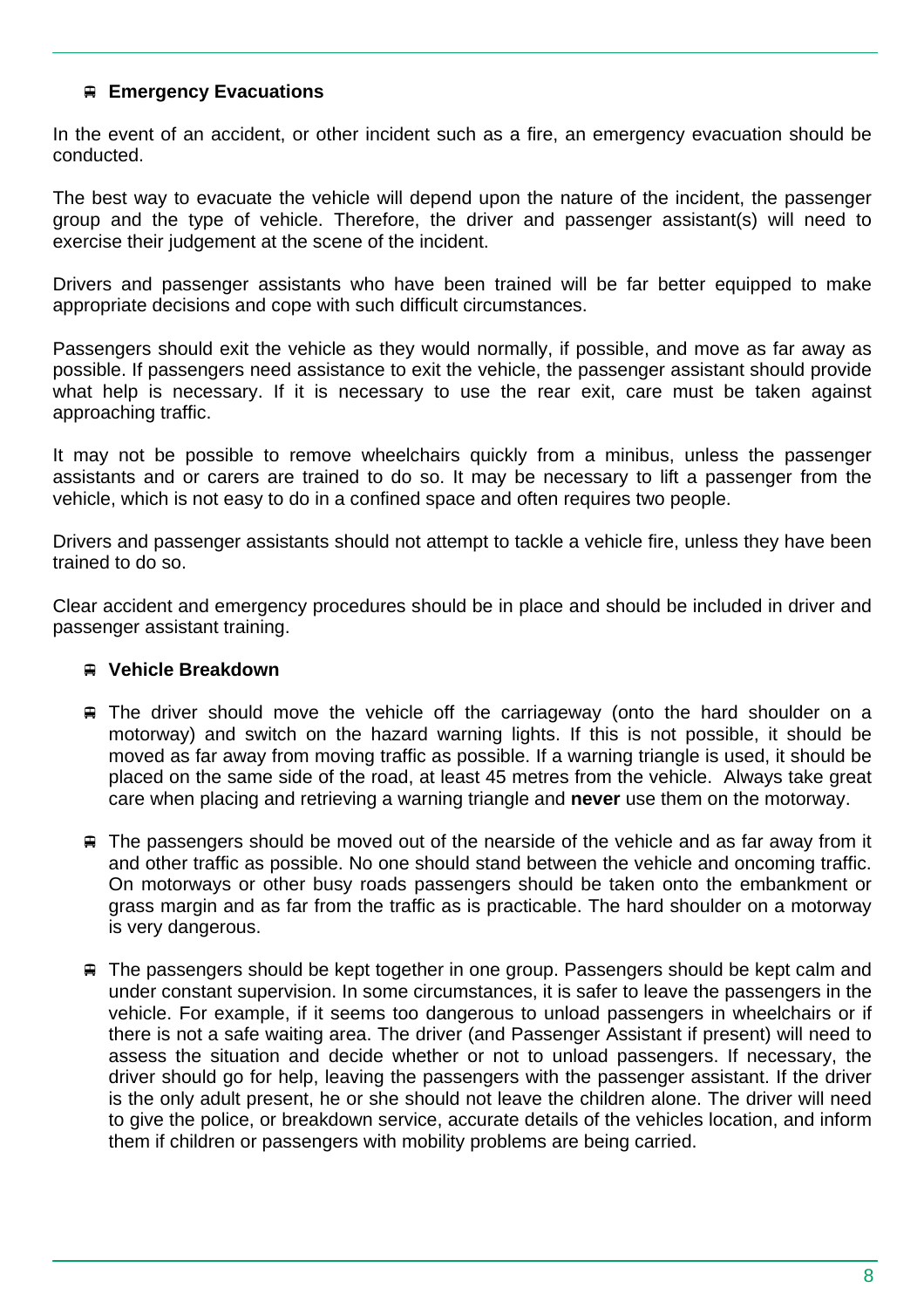## Emergency Evacuations

In the event of an accident, or other incident such as a fire, an emergency evacuation should be conducted.

The best way to evacuate the vehicle will depend upon the nature of the incident, the passenger group and the type of vehicle. Therefore, the driver and passenger assistant(s) will need to exercise their judgement at the scene of the incident.

Drivers and passenger assistants who have been trained will be far better equipped to make appropriate decisions and cope with such difficult circumstances.

Passengers should exit the vehicle as they would normally, if possible, and move as far away as possible. If passengers need assistance to exit the vehicle, the passenger assistant should provide what help is necessary. If it is necessary to use the rear exit, care must be taken against approaching traffic.

It may not be possible to remove wheelchairs quickly from a minibus, unless the passenger assistants and or carers are trained to do so. It may be necessary to lift a passenger from the vehicle, which is not easy to do in a confined space and often requires two people.

Drivers and passenger assistants should not attempt to tackle a vehicle fire, unless they have been trained to do so.

Clear accident and emergency procedures should be in place and should be included in driver and passenger assistant training.

## Vehicle Breakdown

- The driver should move the vehicle off the carriageway (onto the hard shoulder on a motorway) and switch on the hazard warning lights. If this is not possible, it should be moved as far away from moving traffic as possible. If a warning triangle is used, it should be placed on the same side of the road, at least 45 metres from the vehicle. Always take great care when placing and retrieving a warning triangle and **never** use them on the motorway.

- The passengers should be moved out of the nearside of the vehicle and as far away from it and other traffic as possible. No one should stand between the vehicle and oncoming traffic. On motorways or other busy roads passengers should be taken onto the embankment or grass margin and as far from the traffic as is practicable. The hard shoulder on a motorway is very dangerous.

- The passengers should be kept together in one group. Passengers should be kept calm and under constant supervision. In some circumstances, it is safer to leave the passengers in the vehicle. For example, if it seems too dangerous to unload passengers in wheelchairs or if there is not a safe waiting area. The driver (and Passenger Assistant if present) will need to assess the situation and decide whether or not to unload passengers. If necessary, the driver should go for help, leaving the passengers with the passenger assistant. If the driver is the only adult present, he or she should not leave the children alone. The driver will need to give the police, or breakdown service, accurate details of the vehicles location, and inform them if children or passengers with mobility problems are being carried.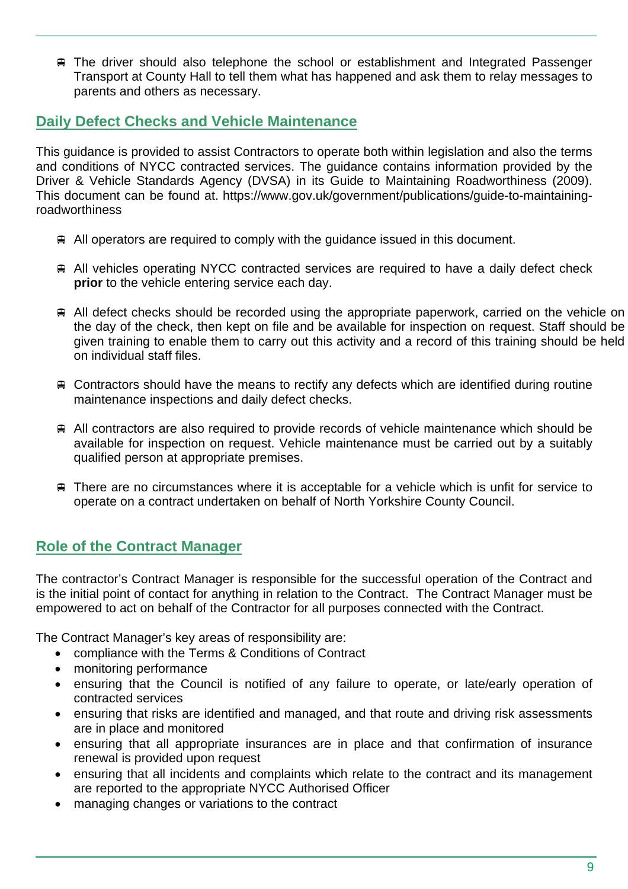- The driver should also telephone the school or establishment and Integrated Passenger Transport at County Hall to tell them what has happened and ask them to relay messages to parents and others as necessary.

## Daily Defect Checks and Vehicle Maintenance

This guidance is provided to assist Contractors to operate both within legislation and also the terms and conditions of NYCC contracted services. The guidance contains information provided by the Driver & Vehicle Standards Agency (DVSA) in its Guide to Maintaining Roadworthiness (2009). This document can be found at. https://www.gov.uk/government/publications/guide-to-maintaining-roadworthiness

- All operators are required to comply with the guidance issued in this document.

- All vehicles operating NYCC contracted services are required to have a daily defect check **prior** to the vehicle entering service each day.

- All defect checks should be recorded using the appropriate paperwork, carried on the vehicle on the day of the check, then kept on file and be available for inspection on request. Staff should be given training to enable them to carry out this activity and a record of this training should be held on individual staff files.

- Contractors should have the means to rectify any defects which are identified during routine maintenance inspections and daily defect checks.

- All contractors are also required to provide records of vehicle maintenance which should be available for inspection on request. Vehicle maintenance must be carried out by a suitably qualified person at appropriate premises.

- There are no circumstances where it is acceptable for a vehicle which is unfit for service to operate on a contract undertaken on behalf of North Yorkshire County Council.

## Role of the Contract Manager

The contractor's Contract Manager is responsible for the successful operation of the Contract and is the initial point of contact for anything in relation to the Contract. The Contract Manager must be empowered to act on behalf of the Contractor for all purposes connected with the Contract.

The Contract Manager's key areas of responsibility are:

- compliance with the Terms & Conditions of Contract
- monitoring performance
- ensuring that the Council is notified of any failure to operate, or late/early operation of contracted services
- ensuring that risks are identified and managed, and that route and driving risk assessments are in place and monitored
- ensuring that all appropriate insurances are in place and that confirmation of insurance renewal is provided upon request
- ensuring that all incidents and complaints which relate to the contract and its management are reported to the appropriate NYCC Authorised Officer
- managing changes or variations to the contract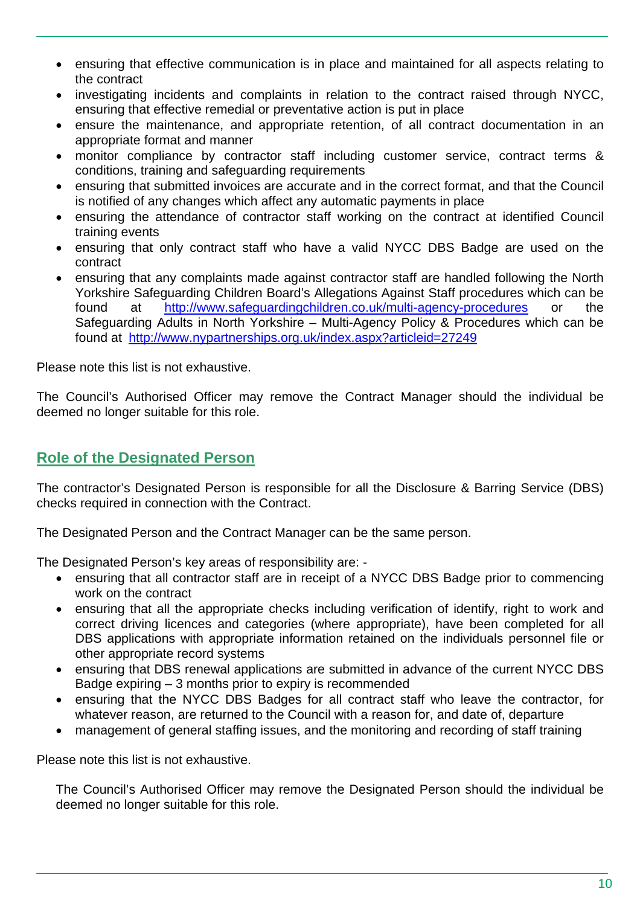- ensuring that effective communication is in place and maintained for all aspects relating to the contract
- investigating incidents and complaints in relation to the contract raised through NYCC, ensuring that effective remedial or preventative action is put in place
- ensure the maintenance, and appropriate retention, of all contract documentation in an appropriate format and manner
- monitor compliance by contractor staff including customer service, contract terms & conditions, training and safeguarding requirements
- ensuring that submitted invoices are accurate and in the correct format, and that the Council is notified of any changes which affect any automatic payments in place
- ensuring the attendance of contractor staff working on the contract at identified Council training events
- ensuring that only contract staff who have a valid NYCC DBS Badge are used on the contract
- ensuring that any complaints made against contractor staff are handled following the North Yorkshire Safeguarding Children Board's Allegations Against Staff procedures which can be found at http://www.safeguardingchildren.co.uk/multi-agency-procedures or the Safeguarding Adults in North Yorkshire – Multi-Agency Policy & Procedures which can be found at http://www.nypartnerships.org.uk/index.aspx?articleid=27249

Please note this list is not exhaustive.

The Council's Authorised Officer may remove the Contract Manager should the individual be deemed no longer suitable for this role.

## Role of the Designated Person

The contractor's Designated Person is responsible for all the Disclosure & Barring Service (DBS) checks required in connection with the Contract.

The Designated Person and the Contract Manager can be the same person.

The Designated Person's key areas of responsibility are: -

- ensuring that all contractor staff are in receipt of a NYCC DBS Badge prior to commencing work on the contract
- ensuring that all the appropriate checks including verification of identify, right to work and correct driving licences and categories (where appropriate), have been completed for all DBS applications with appropriate information retained on the individuals personnel file or other appropriate record systems
- ensuring that DBS renewal applications are submitted in advance of the current NYCC DBS Badge expiring – 3 months prior to expiry is recommended
- ensuring that the NYCC DBS Badges for all contract staff who leave the contractor, for whatever reason, are returned to the Council with a reason for, and date of, departure
- management of general staffing issues, and the monitoring and recording of staff training

Please note this list is not exhaustive.

The Council's Authorised Officer may remove the Designated Person should the individual be deemed no longer suitable for this role.